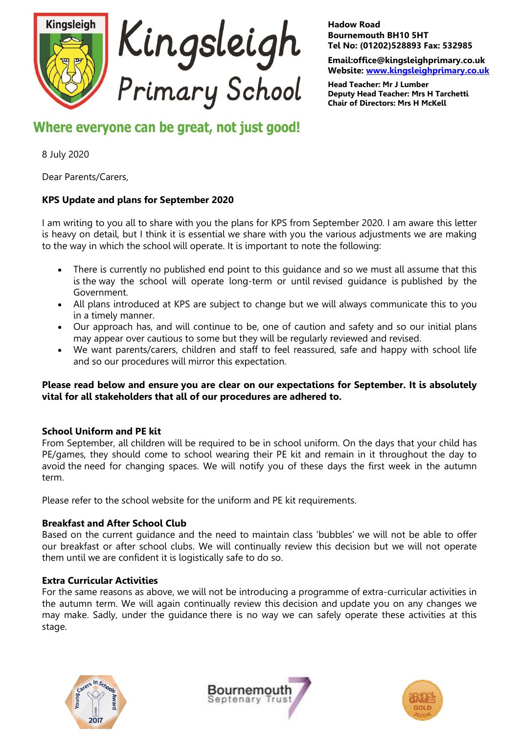# Kingsleigh Primary School

Hadow Road
Bournemouth BH10 5HT
Tel No: (01202)528893 Fax: 532985

Email:office@kingsleighprimary.co.uk
Website: www.kingsleighprimary.co.uk

Head Teacher: Mr J Lumber
Deputy Head Teacher: Mrs H Tarchetti
Chair of Directors: Mrs H McKell

**Where everyone can be great, not just good!**

8 July 2020

Dear Parents/Carers,

**KPS Update and plans for September 2020**

I am writing to you all to share with you the plans for KPS from September 2020. I am aware this letter is heavy on detail, but I think it is essential we share with you the various adjustments we are making to the way in which the school will operate. It is important to note the following:

- There is currently no published end point to this guidance and so we must all assume that this is the way the school will operate long-term or until revised guidance is published by the Government.
- All plans introduced at KPS are subject to change but we will always communicate this to you in a timely manner.
- Our approach has, and will continue to be, one of caution and safety and so our initial plans may appear over cautious to some but they will be regularly reviewed and revised.
- We want parents/carers, children and staff to feel reassured, safe and happy with school life and so our procedures will mirror this expectation.

**Please read below and ensure you are clear on our expectations for September. It is absolutely vital for all stakeholders that all of our procedures are adhered to.**

**School Uniform and PE kit**

From September, all children will be required to be in school uniform. On the days that your child has PE/games, they should come to school wearing their PE kit and remain in it throughout the day to avoid the need for changing spaces. We will notify you of these days the first week in the autumn term.

Please refer to the school website for the uniform and PE kit requirements.

**Breakfast and After School Club**

Based on the current guidance and the need to maintain class 'bubbles' we will not be able to offer our breakfast or after school clubs. We will continually review this decision but we will not operate them until we are confident it is logistically safe to do so.

**Extra Curricular Activities**

For the same reasons as above, we will not be introducing a programme of extra-curricular activities in the autumn term. We will again continually review this decision and update you on any changes we may make. Sadly, under the guidance there is no way we can safely operate these activities at this stage.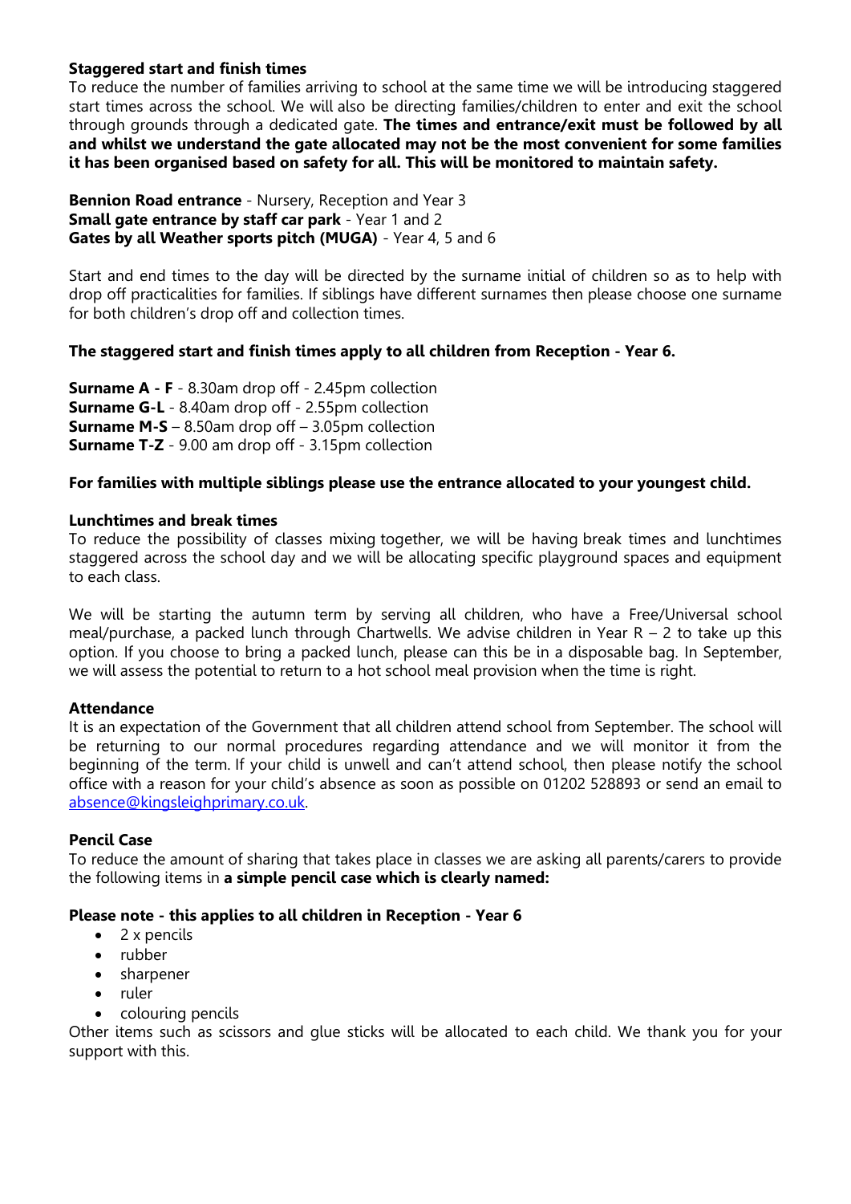**Staggered start and finish times**

To reduce the number of families arriving to school at the same time we will be introducing staggered start times across the school. We will also be directing families/children to enter and exit the school through grounds through a dedicated gate. **The times and entrance/exit must be followed by all and whilst we understand the gate allocated may not be the most convenient for some families it has been organised based on safety for all. This will be monitored to maintain safety.**

**Bennion Road entrance** - Nursery, Reception and Year 3
**Small gate entrance by staff car park** - Year 1 and 2
**Gates by all Weather sports pitch (MUGA)** - Year 4, 5 and 6

Start and end times to the day will be directed by the surname initial of children so as to help with drop off practicalities for families. If siblings have different surnames then please choose one surname for both children's drop off and collection times.

**The staggered start and finish times apply to all children from Reception - Year 6.**

**Surname A - F** - 8.30am drop off - 2.45pm collection
**Surname G-L** - 8.40am drop off - 2.55pm collection
**Surname M-S** – 8.50am drop off – 3.05pm collection
**Surname T-Z** - 9.00 am drop off - 3.15pm collection

**For families with multiple siblings please use the entrance allocated to your youngest child.**

**Lunchtimes and break times**

To reduce the possibility of classes mixing together, we will be having break times and lunchtimes staggered across the school day and we will be allocating specific playground spaces and equipment to each class.

We will be starting the autumn term by serving all children, who have a Free/Universal school meal/purchase, a packed lunch through Chartwells. We advise children in Year R – 2 to take up this option. If you choose to bring a packed lunch, please can this be in a disposable bag. In September, we will assess the potential to return to a hot school meal provision when the time is right.

**Attendance**

It is an expectation of the Government that all children attend school from September. The school will be returning to our normal procedures regarding attendance and we will monitor it from the beginning of the term. If your child is unwell and can't attend school, then please notify the school office with a reason for your child's absence as soon as possible on 01202 528893 or send an email to absence@kingsleighprimary.co.uk.

**Pencil Case**

To reduce the amount of sharing that takes place in classes we are asking all parents/carers to provide the following items in **a simple pencil case which is clearly named:**

**Please note - this applies to all children in Reception - Year 6**

- 2 x pencils
- rubber
- sharpener
- ruler
- colouring pencils

Other items such as scissors and glue sticks will be allocated to each child. We thank you for your support with this.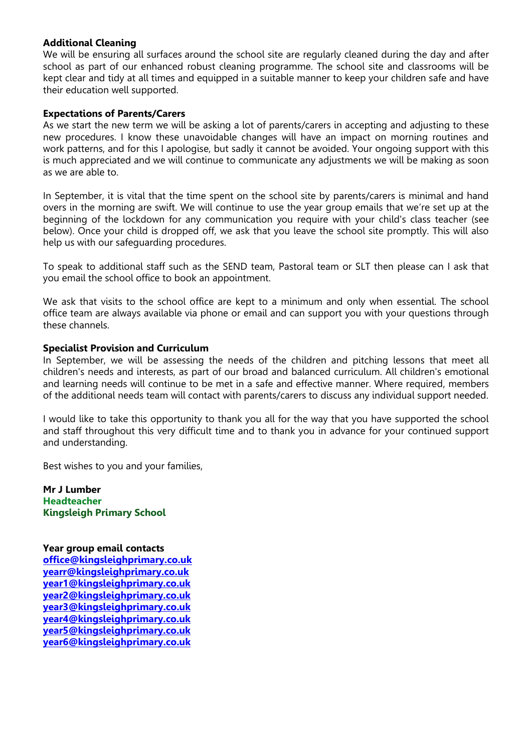**Additional Cleaning**
We will be ensuring all surfaces around the school site are regularly cleaned during the day and after school as part of our enhanced robust cleaning programme. The school site and classrooms will be kept clear and tidy at all times and equipped in a suitable manner to keep your children safe and have their education well supported.

**Expectations of Parents/Carers**
As we start the new term we will be asking a lot of parents/carers in accepting and adjusting to these new procedures. I know these unavoidable changes will have an impact on morning routines and work patterns, and for this I apologise, but sadly it cannot be avoided. Your ongoing support with this is much appreciated and we will continue to communicate any adjustments we will be making as soon as we are able to.

In September, it is vital that the time spent on the school site by parents/carers is minimal and hand overs in the morning are swift. We will continue to use the year group emails that we're set up at the beginning of the lockdown for any communication you require with your child's class teacher (see below). Once your child is dropped off, we ask that you leave the school site promptly. This will also help us with our safeguarding procedures.

To speak to additional staff such as the SEND team, Pastoral team or SLT then please can I ask that you email the school office to book an appointment.

We ask that visits to the school office are kept to a minimum and only when essential. The school office team are always available via phone or email and can support you with your questions through these channels.

**Specialist Provision and Curriculum**
In September, we will be assessing the needs of the children and pitching lessons that meet all children's needs and interests, as part of our broad and balanced curriculum. All children's emotional and learning needs will continue to be met in a safe and effective manner. Where required, members of the additional needs team will contact with parents/carers to discuss any individual support needed.

I would like to take this opportunity to thank you all for the way that you have supported the school and staff throughout this very difficult time and to thank you in advance for your continued support and understanding.

Best wishes to you and your families,

**Mr J Lumber**
**Headteacher**
**Kingsleigh Primary School**

**Year group email contacts**
**office@kingsleighprimary.co.uk**
**yearr@kingsleighprimary.co.uk**
**year1@kingsleighprimary.co.uk**
**year2@kingsleighprimary.co.uk**
**year3@kingsleighprimary.co.uk**
**year4@kingsleighprimary.co.uk**
**year5@kingsleighprimary.co.uk**
**year6@kingsleighprimary.co.uk**